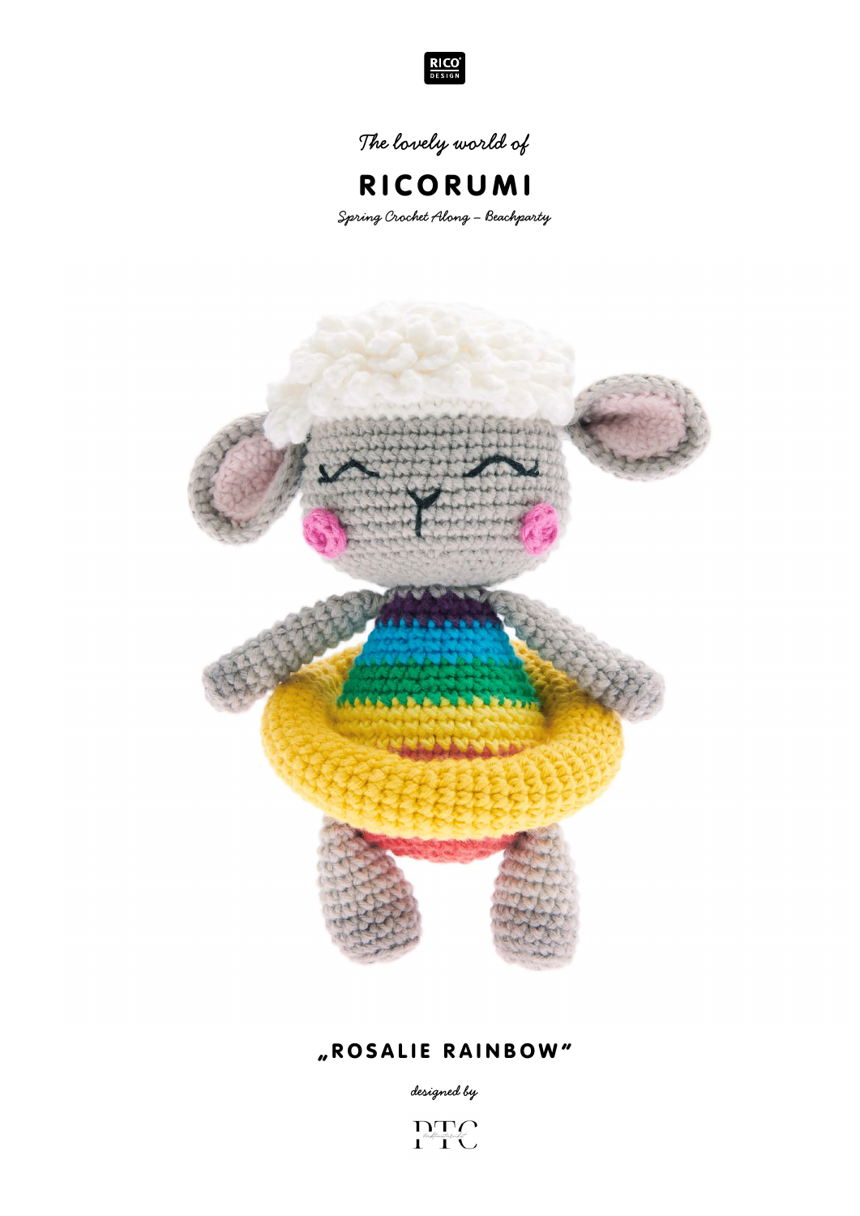RICO DESIGN

*The lovely world of*

# RICORUMI

*Spring Crochet Along – Beachparty*

## „ROSALIE RAINBOW"

*designed by*

PTC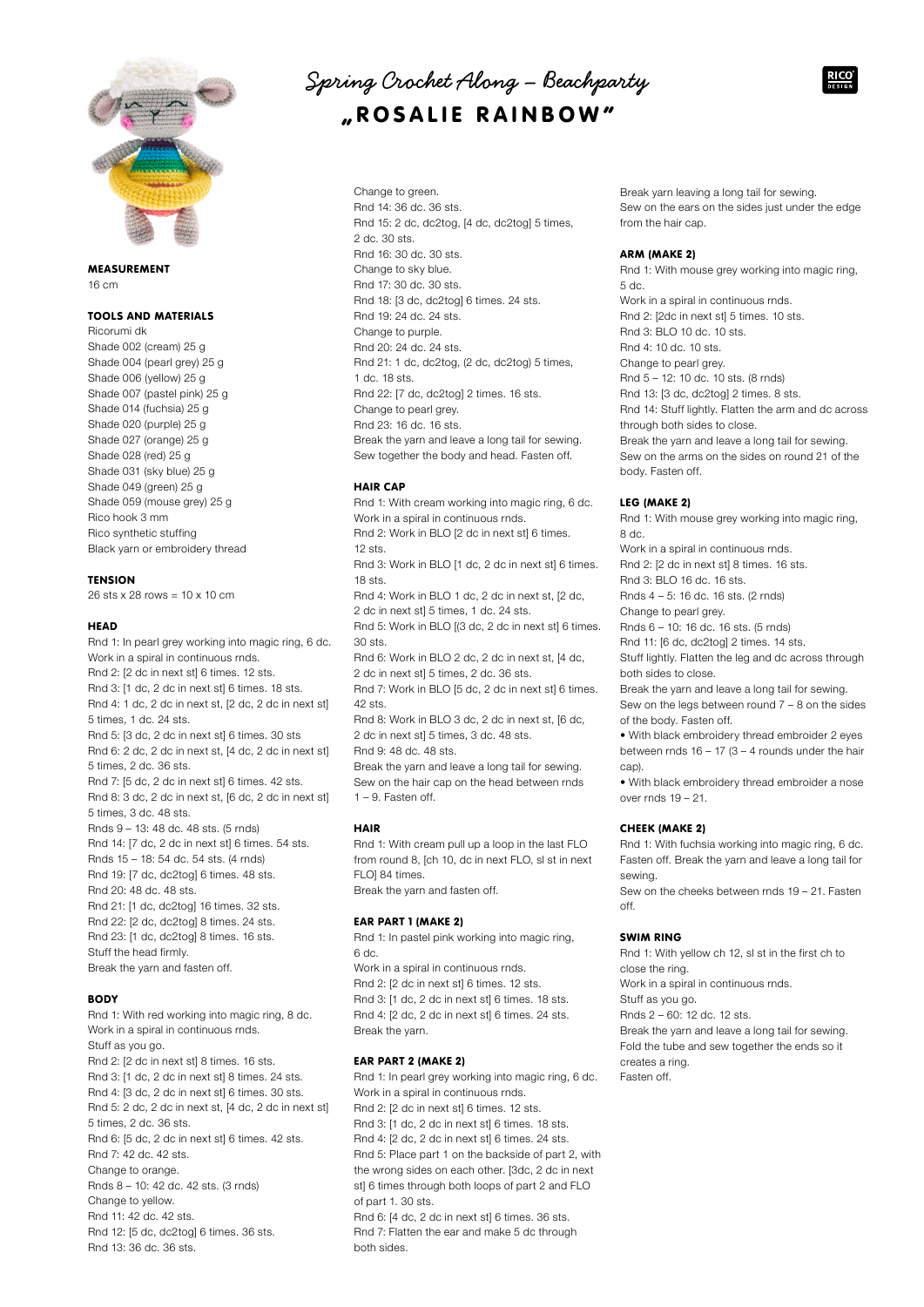# Spring Crochet Along – Beachparty

## „ROSALIE RAINBOW"

**MEASUREMENT**

16 cm

**TOOLS AND MATERIALS**

Ricorumi dk
Shade 002 (cream) 25 g
Shade 004 (pearl grey) 25 g
Shade 006 (yellow) 25 g
Shade 007 (pastel pink) 25 g
Shade 014 (fuchsia) 25 g
Shade 020 (purple) 25 g
Shade 027 (orange) 25 g
Shade 028 (red) 25 g
Shade 031 (sky blue) 25 g
Shade 049 (green) 25 g
Shade 059 (mouse grey) 25 g
Rico hook 3 mm
Rico synthetic stuffing
Black yarn or embroidery thread

**TENSION**

26 sts x 28 rows = 10 x 10 cm

**HEAD**

Rnd 1: In pearl grey working into magic ring, 6 dc.
Work in a spiral in continuous rnds.
Rnd 2: [2 dc in next st] 6 times. 12 sts.
Rnd 3: [1 dc, 2 dc in next st] 6 times. 18 sts.
Rnd 4: 1 dc, 2 dc in next st, [2 dc, 2 dc in next st] 5 times, 1 dc. 24 sts.
Rnd 5: [3 dc, 2 dc in next st] 6 times. 30 sts
Rnd 6: 2 dc, 2 dc in next st, [4 dc, 2 dc in next st] 5 times, 2 dc. 36 sts.
Rnd 7: [5 dc, 2 dc in next st] 6 times. 42 sts.
Rnd 8: 3 dc, 2 dc in next st, [6 dc, 2 dc in next st] 5 times, 3 dc. 48 sts.
Rnds 9 – 13: 48 dc. 48 sts. (5 rnds)
Rnd 14: [7 dc, 2 dc in next st] 6 times. 54 sts.
Rnds 15 – 18: 54 dc. 54 sts. (4 rnds)
Rnd 19: [7 dc, dc2tog] 6 times. 48 sts.
Rnd 20: 48 dc. 48 sts.
Rnd 21: [1 dc, dc2tog] 16 times. 32 sts.
Rnd 22: [2 dc, dc2tog] 8 times. 24 sts.
Rnd 23: [1 dc, dc2tog] 8 times. 16 sts.
Stuff the head firmly.
Break the yarn and fasten off.

**BODY**

Rnd 1: With red working into magic ring, 8 dc.
Work in a spiral in continuous rnds.
Stuff as you go.
Rnd 2: [2 dc in next st] 8 times. 16 sts.
Rnd 3: [1 dc, 2 dc in next st] 8 times. 24 sts.
Rnd 4: [3 dc, 2 dc in next st] 6 times. 30 sts.
Rnd 5: 2 dc, 2 dc in next st, [4 dc, 2 dc in next st] 5 times, 2 dc. 36 sts.
Rnd 6: [5 dc, 2 dc in next st] 6 times. 42 sts.
Rnd 7: 42 dc. 42 sts.
Change to orange.
Rnds 8 – 10: 42 dc. 42 sts. (3 rnds)
Change to yellow.
Rnd 11: 42 dc. 42 sts.
Rnd 12: [5 dc, dc2tog] 6 times. 36 sts.
Rnd 13: 36 dc. 36 sts.
Change to green.
Rnd 14: 36 dc. 36 sts.
Rnd 15: 2 dc, dc2tog, [4 dc, dc2tog] 5 times, 2 dc. 30 sts.
Rnd 16: 30 dc. 30 sts.
Change to sky blue.
Rnd 17: 30 dc. 30 sts.
Rnd 18: [3 dc, dc2tog] 6 times. 24 sts.
Rnd 19: 24 dc. 24 sts.
Change to purple.
Rnd 20: 24 dc. 24 sts.
Rnd 21: 1 dc, dc2tog, (2 dc, dc2tog) 5 times, 1 dc. 18 sts.
Rnd 22: [7 dc, dc2tog] 2 times. 16 sts.
Change to pearl grey.
Rnd 23: 16 dc. 16 sts.
Break the yarn and leave a long tail for sewing.
Sew together the body and head. Fasten off.

**HAIR CAP**

Rnd 1: With cream working into magic ring, 6 dc.
Work in a spiral in continuous rnds.
Rnd 2: Work in BLO [2 dc in next st] 6 times. 12 sts.
Rnd 3: Work in BLO [1 dc, 2 dc in next st] 6 times. 18 sts.
Rnd 4: Work in BLO 1 dc, 2 dc in next st, [2 dc, 2 dc in next st] 5 times, 1 dc. 24 sts.
Rnd 5: Work in BLO [(3 dc, 2 dc in next st] 6 times. 30 sts.
Rnd 6: Work in BLO 2 dc, 2 dc in next st, [4 dc, 2 dc in next st] 5 times, 2 dc. 36 sts.
Rnd 7: Work in BLO [5 dc, 2 dc in next st] 6 times. 42 sts.
Rnd 8: Work in BLO 3 dc, 2 dc in next st, [6 dc, 2 dc in next st] 5 times, 3 dc. 48 sts.
Rnd 9: 48 dc. 48 sts.
Break the yarn and leave a long tail for sewing.
Sew on the hair cap on the head between rnds 1 – 9. Fasten off.

**HAIR**

Rnd 1: With cream pull up a loop in the last FLO from round 8, [ch 10, dc in next FLO, sl st in next FLO] 84 times.
Break the yarn and fasten off.

**EAR PART 1 (MAKE 2)**

Rnd 1: In pastel pink working into magic ring, 6 dc.
Work in a spiral in continuous rnds.
Rnd 2: [2 dc in next st] 6 times. 12 sts.
Rnd 3: [1 dc, 2 dc in next st] 6 times. 18 sts.
Rnd 4: [2 dc, 2 dc in next st] 6 times. 24 sts.
Break the yarn.

**EAR PART 2 (MAKE 2)**

Rnd 1: In pearl grey working into magic ring, 6 dc.
Work in a spiral in continuous rnds.
Rnd 2: [2 dc in next st] 6 times. 12 sts.
Rnd 3: [1 dc, 2 dc in next st] 6 times. 18 sts.
Rnd 4: [2 dc, 2 dc in next st] 6 times. 24 sts.
Rnd 5: Place part 1 on the backside of part 2, with the wrong sides on each other. [3dc, 2 dc in next st] 6 times through both loops of part 2 and FLO of part 1. 30 sts.
Rnd 6: [4 dc, 2 dc in next st] 6 times. 36 sts.
Rnd 7: Flatten the ear and make 5 dc through both sides.
Break yarn leaving a long tail for sewing.
Sew on the ears on the sides just under the edge from the hair cap.

**ARM (MAKE 2)**

Rnd 1: With mouse grey working into magic ring, 5 dc.
Work in a spiral in continuous rnds.
Rnd 2: [2dc in next st] 5 times. 10 sts.
Rnd 3: BLO 10 dc. 10 sts.
Rnd 4: 10 dc. 10 sts.
Change to pearl grey.
Rnd 5 – 12: 10 dc. 10 sts. (8 rnds)
Rnd 13: [3 dc, dc2tog] 2 times. 8 sts.
Rnd 14: Stuff lightly. Flatten the arm and dc across through both sides to close.
Break the yarn and leave a long tail for sewing.
Sew on the arms on the sides on round 21 of the body. Fasten off.

**LEG (MAKE 2)**

Rnd 1: With mouse grey working into magic ring, 8 dc.
Work in a spiral in continuous rnds.
Rnd 2: [2 dc in next st] 8 times. 16 sts.
Rnd 3: BLO 16 dc. 16 sts.
Rnds 4 – 5: 16 dc. 16 sts. (2 rnds)
Change to pearl grey.
Rnds 6 – 10: 16 dc. 16 sts. (5 rnds)
Rnd 11: [6 dc, dc2tog] 2 times. 14 sts.
Stuff lightly. Flatten the leg and dc across through both sides to close.
Break the yarn and leave a long tail for sewing.
Sew on the legs between round 7 – 8 on the sides of the body. Fasten off.

- With black embroidery thread embroider 2 eyes between rnds 16 – 17 (3 – 4 rounds under the hair cap).
- With black embroidery thread embroider a nose over rnds 19 – 21.

**CHEEK (MAKE 2)**

Rnd 1: With fuchsia working into magic ring, 6 dc. Fasten off. Break the yarn and leave a long tail for sewing.
Sew on the cheeks between rnds 19 – 21. Fasten off.

**SWIM RING**

Rnd 1: With yellow ch 12, sl st in the first ch to close the ring.
Work in a spiral in continuous rnds.
Stuff as you go.
Rnds 2 – 60: 12 dc. 12 sts.
Break the yarn and leave a long tail for sewing.
Fold the tube and sew together the ends so it creates a ring.
Fasten off.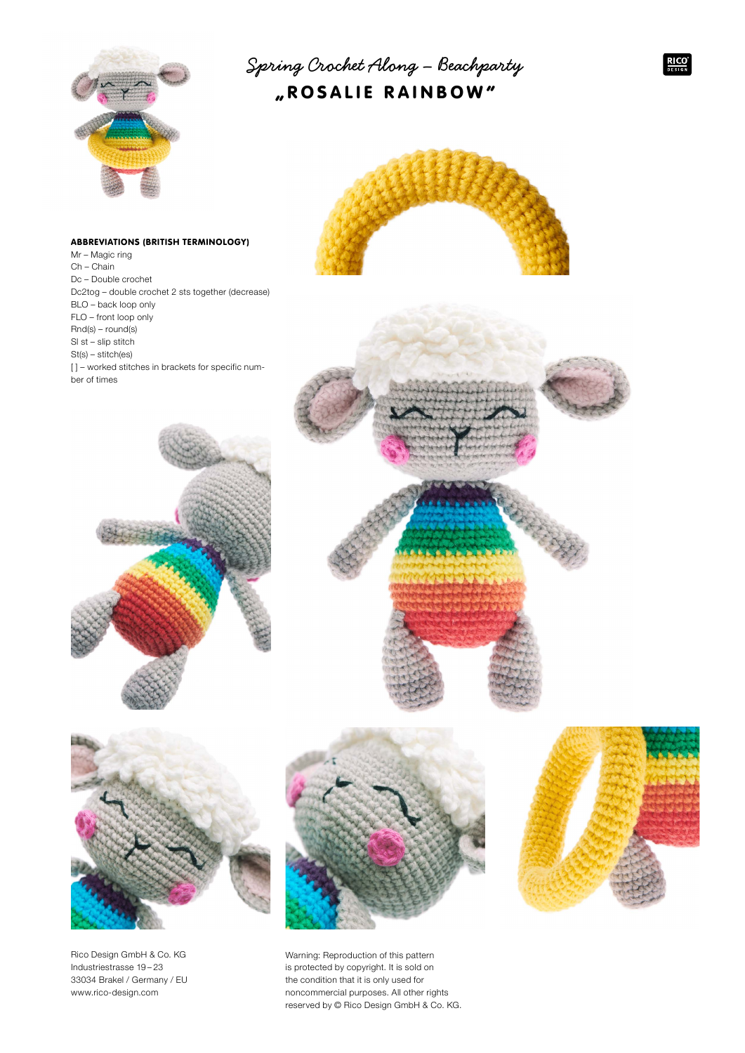# Spring Crochet Along – Beachparty

## „ROSALIE RAINBOW"

**ABBREVIATIONS (BRITISH TERMINOLOGY)**

Mr – Magic ring
Ch – Chain
Dc – Double crochet
Dc2tog – double crochet 2 sts together (decrease)
BLO – back loop only
FLO – front loop only
Rnd(s) – round(s)
Sl st – slip stitch
St(s) – stitch(es)
[ ] – worked stitches in brackets for specific number of times

Rico Design GmbH & Co. KG
Industriestrasse 19 – 23
33034 Brakel / Germany / EU
www.rico-design.com

Warning: Reproduction of this pattern is protected by copyright. It is sold on the condition that it is only used for noncommercial purposes. All other rights reserved by © Rico Design GmbH & Co. KG.